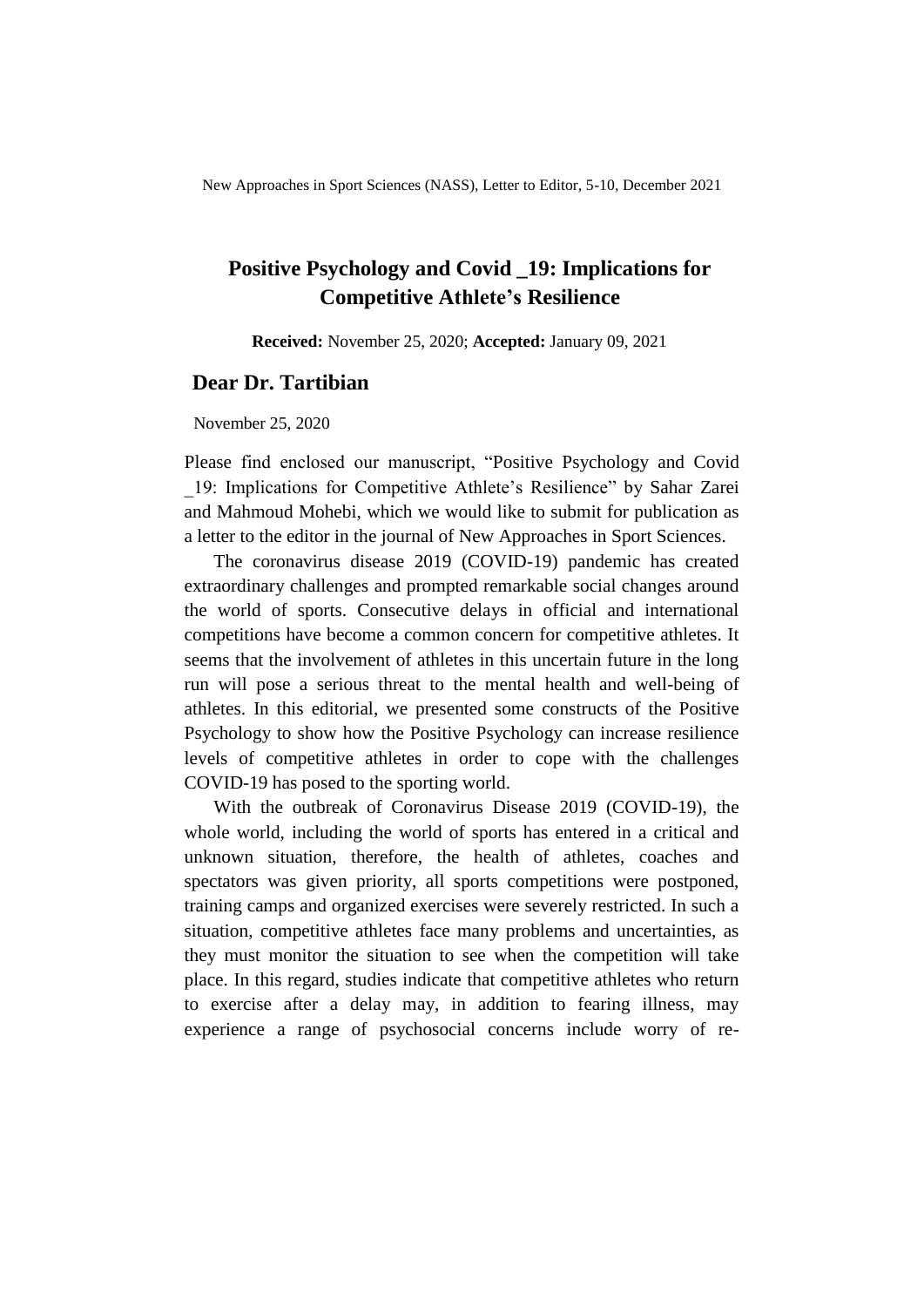# Positive Psychology and Covid _19: Implications for Competitive Athlete's Resilience

**Received:** November 25, 2020; **Accepted:** January 09, 2021

## Dear Dr. Tartibian

November 25, 2020

Please find enclosed our manuscript, "Positive Psychology and Covid _19: Implications for Competitive Athlete's Resilience" by Sahar Zarei and Mahmoud Mohebi, which we would like to submit for publication as a letter to the editor in the journal of New Approaches in Sport Sciences.

The coronavirus disease 2019 (COVID-19) pandemic has created extraordinary challenges and prompted remarkable social changes around the world of sports. Consecutive delays in official and international competitions have become a common concern for competitive athletes. It seems that the involvement of athletes in this uncertain future in the long run will pose a serious threat to the mental health and well-being of athletes. In this editorial, we presented some constructs of the Positive Psychology to show how the Positive Psychology can increase resilience levels of competitive athletes in order to cope with the challenges COVID-19 has posed to the sporting world.

With the outbreak of Coronavirus Disease 2019 (COVID-19), the whole world, including the world of sports has entered in a critical and unknown situation, therefore, the health of athletes, coaches and spectators was given priority, all sports competitions were postponed, training camps and organized exercises were severely restricted. In such a situation, competitive athletes face many problems and uncertainties, as they must monitor the situation to see when the competition will take place. In this regard, studies indicate that competitive athletes who return to exercise after a delay may, in addition to fearing illness, may experience a range of psychosocial concerns include worry of re-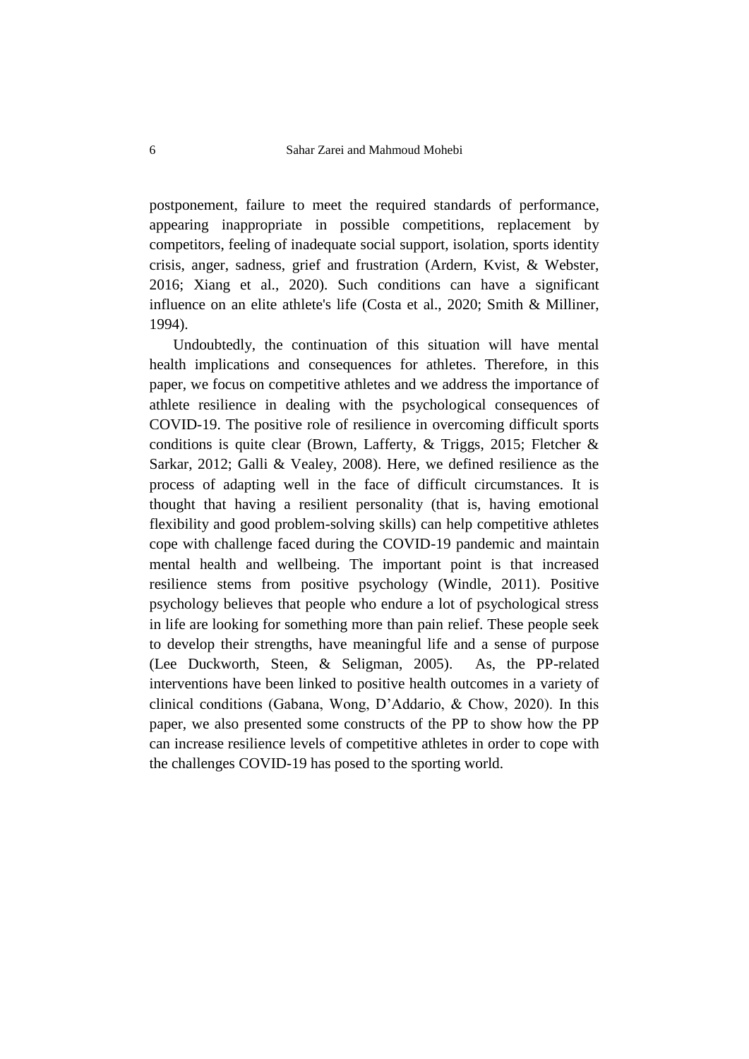postponement, failure to meet the required standards of performance, appearing inappropriate in possible competitions, replacement by competitors, feeling of inadequate social support, isolation, sports identity crisis, anger, sadness, grief and frustration (Ardern, Kvist, & Webster, 2016; Xiang et al., 2020). Such conditions can have a significant influence on an elite athlete's life (Costa et al., 2020; Smith & Milliner, 1994).

Undoubtedly, the continuation of this situation will have mental health implications and consequences for athletes. Therefore, in this paper, we focus on competitive athletes and we address the importance of athlete resilience in dealing with the psychological consequences of COVID-19. The positive role of resilience in overcoming difficult sports conditions is quite clear (Brown, Lafferty, & Triggs, 2015; Fletcher & Sarkar, 2012; Galli & Vealey, 2008). Here, we defined resilience as the process of adapting well in the face of difficult circumstances. It is thought that having a resilient personality (that is, having emotional flexibility and good problem-solving skills) can help competitive athletes cope with challenge faced during the COVID-19 pandemic and maintain mental health and wellbeing. The important point is that increased resilience stems from positive psychology (Windle, 2011). Positive psychology believes that people who endure a lot of psychological stress in life are looking for something more than pain relief. These people seek to develop their strengths, have meaningful life and a sense of purpose (Lee Duckworth, Steen, & Seligman, 2005). As, the PP-related interventions have been linked to positive health outcomes in a variety of clinical conditions (Gabana, Wong, D'Addario, & Chow, 2020). In this paper, we also presented some constructs of the PP to show how the PP can increase resilience levels of competitive athletes in order to cope with the challenges COVID-19 has posed to the sporting world.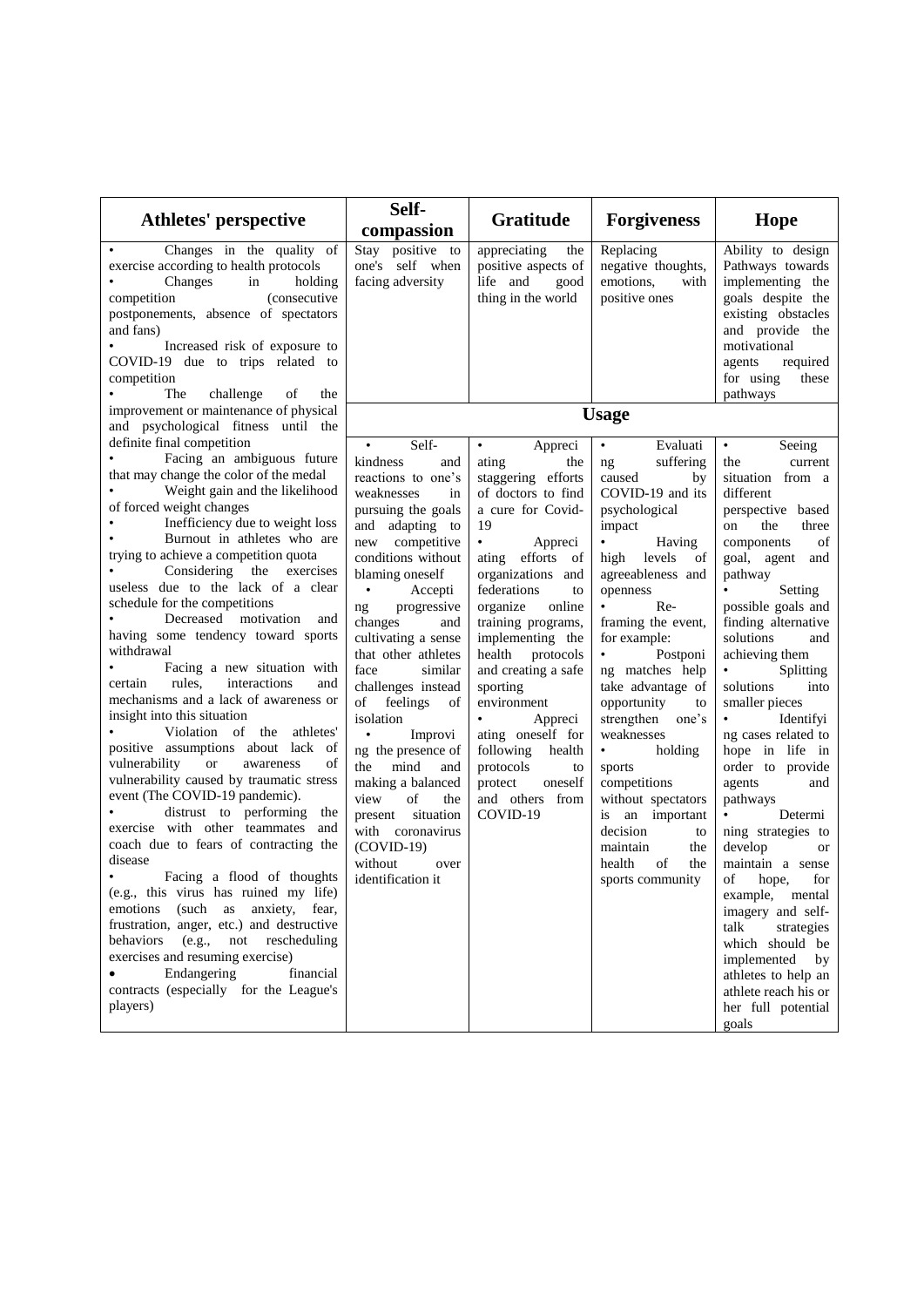| Athletes' perspective | Self-compassion | Gratitude | Forgiveness | Hope |
|---|---|---|---|---|
| • Changes in the quality of exercise according to health protocols<br>• Changes in holding competition (consecutive postponements, absence of spectators and fans)<br>• Increased risk of exposure to COVID-19 due to trips related to competition<br>• The challenge of the improvement or maintenance of physical and psychological fitness until the definite final competition<br>• Facing an ambiguous future that may change the color of the medal<br>• Weight gain and the likelihood of forced weight changes<br>• Inefficiency due to weight loss<br>• Burnout in athletes who are trying to achieve a competition quota<br>• Considering the exercises useless due to the lack of a clear schedule for the competitions<br>• Decreased motivation and having some tendency toward sports withdrawal<br>• Facing a new situation with certain rules, interactions and mechanisms and a lack of awareness or insight into this situation<br>• Violation of the athletes' positive assumptions about lack of vulnerability or awareness of vulnerability caused by traumatic stress event (The COVID-19 pandemic).<br>• distrust to performing the exercise with other teammates and coach due to fears of contracting the disease<br>• Facing a flood of thoughts (e.g., this virus has ruined my life) emotions (such as anxiety, fear, frustration, anger, etc.) and destructive behaviors (e.g., not rescheduling exercises and resuming exercise)<br>• Endangering financial contracts (especially for the League's players) | Stay positive to one's self when facing adversity | appreciating the positive aspects of life and good thing in the world | Replacing negative thoughts, emotions, with positive ones | Ability to design Pathways towards implementing the goals despite the existing obstacles and provide the motivational agents required for using these pathways |
| | **Usage** | | | |
| | • Self-kindness and reactions to one's weaknesses in pursuing the goals and adapting to new competitive conditions without blaming oneself<br>• Accepting progressive changes and cultivating a sense that other athletes face similar challenges instead of feelings of isolation<br>• Improving the presence of the mind and making a balanced view of the present situation with coronavirus (COVID-19) without over identification it | • Appreciating the staggering efforts of doctors to find a cure for Covid-19<br>• Appreciating efforts of organizations and federations to organize online training programs, implementing the health protocols and creating a safe sporting environment<br>• Appreciating oneself for following health protocols to protect oneself and others from COVID-19 | • Evaluating suffering caused by COVID-19 and its psychological impact<br>• Having high levels of agreeableness and openness<br>• Re-framing the event, for example:<br>• Postponing matches help take advantage of opportunity to strengthen one's weaknesses<br>• holding sports competitions without spectators is an important decision to maintain the health of the sports community | • Seeing the current situation from a different perspective based on the three components of goal, agent and pathway<br>• Setting possible goals and finding alternative solutions and achieving them<br>• Splitting solutions into smaller pieces<br>• Identifying cases related to hope in life in order to provide agents and pathways<br>• Determining strategies to develop or maintain a sense of hope, for example, mental imagery and self-talk strategies which should be implemented by athletes to help an athlete reach his or her full potential goals |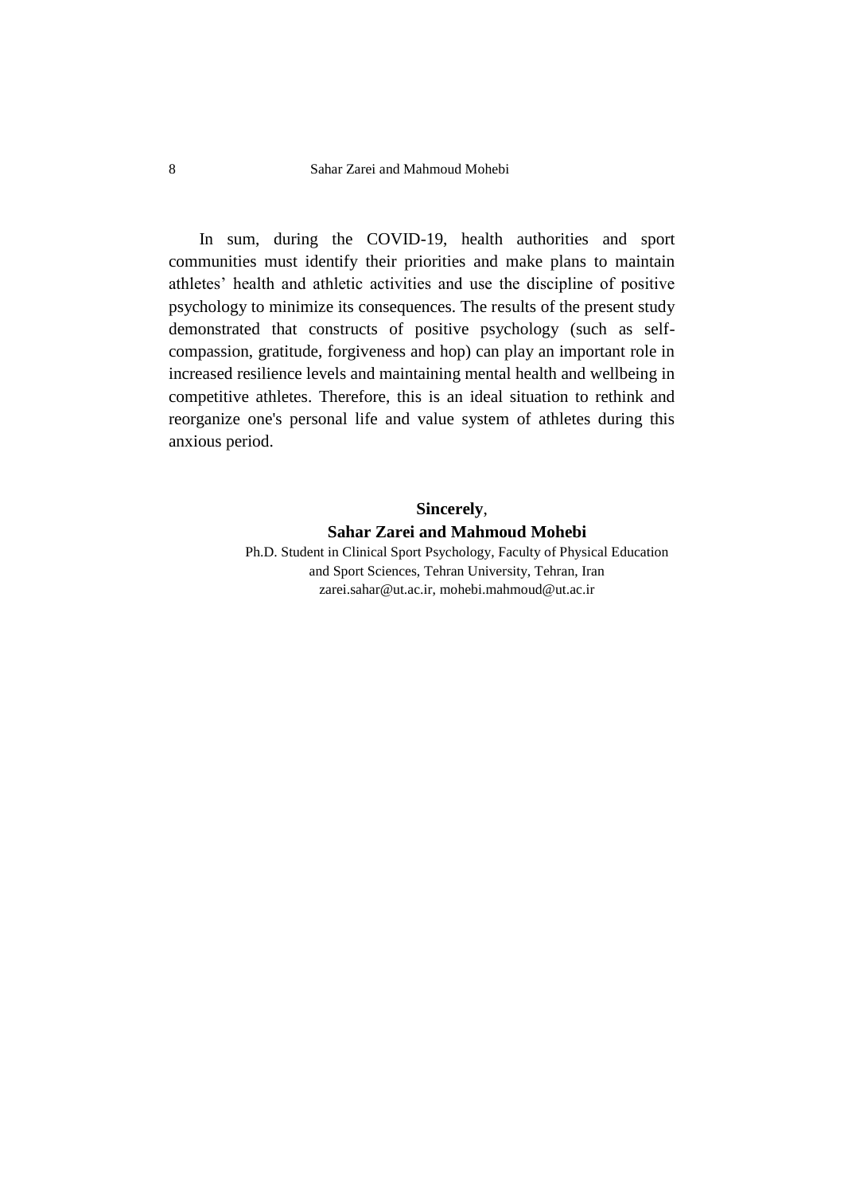In sum, during the COVID-19, health authorities and sport communities must identify their priorities and make plans to maintain athletes' health and athletic activities and use the discipline of positive psychology to minimize its consequences. The results of the present study demonstrated that constructs of positive psychology (such as self-compassion, gratitude, forgiveness and hop) can play an important role in increased resilience levels and maintaining mental health and wellbeing in competitive athletes. Therefore, this is an ideal situation to rethink and reorganize one's personal life and value system of athletes during this anxious period.

**Sincerely**,

**Sahar Zarei and Mahmoud Mohebi**

Ph.D. Student in Clinical Sport Psychology, Faculty of Physical Education and Sport Sciences, Tehran University, Tehran, Iran

zarei.sahar@ut.ac.ir, mohebi.mahmoud@ut.ac.ir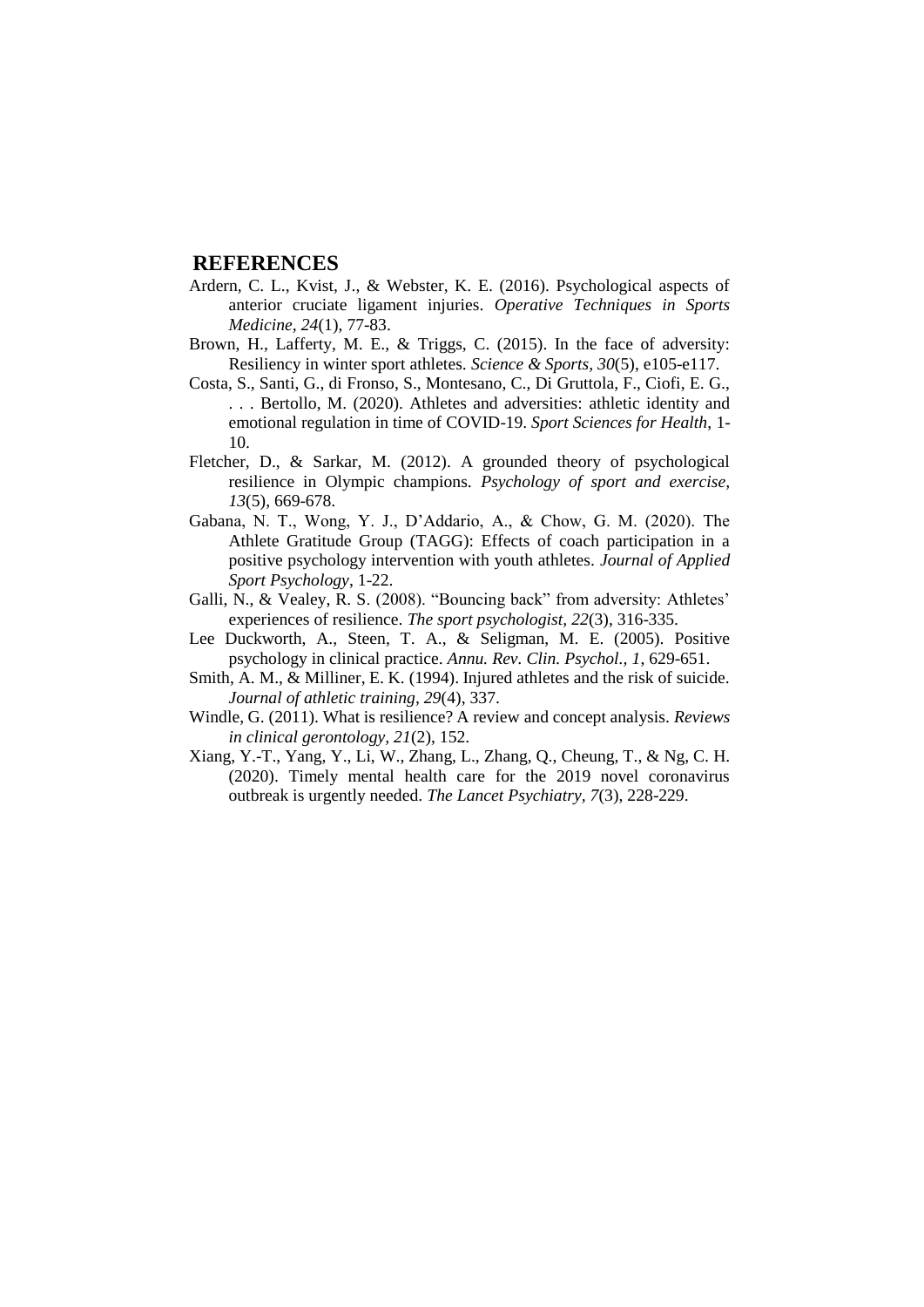## REFERENCES

Ardern, C. L., Kvist, J., & Webster, K. E. (2016). Psychological aspects of anterior cruciate ligament injuries. *Operative Techniques in Sports Medicine*, *24*(1), 77-83.

Brown, H., Lafferty, M. E., & Triggs, C. (2015). In the face of adversity: Resiliency in winter sport athletes. *Science & Sports, 30*(5), e105-e117.

Costa, S., Santi, G., di Fronso, S., Montesano, C., Di Gruttola, F., Ciofi, E. G., . . . Bertollo, M. (2020). Athletes and adversities: athletic identity and emotional regulation in time of COVID-19. *Sport Sciences for Health*, 1-10.

Fletcher, D., & Sarkar, M. (2012). A grounded theory of psychological resilience in Olympic champions. *Psychology of sport and exercise, 13*(5), 669-678.

Gabana, N. T., Wong, Y. J., D'Addario, A., & Chow, G. M. (2020). The Athlete Gratitude Group (TAGG): Effects of coach participation in a positive psychology intervention with youth athletes. *Journal of Applied Sport Psychology*, 1-22.

Galli, N., & Vealey, R. S. (2008). "Bouncing back" from adversity: Athletes' experiences of resilience. *The sport psychologist*, *22*(3), 316-335.

Lee Duckworth, A., Steen, T. A., & Seligman, M. E. (2005). Positive psychology in clinical practice. *Annu. Rev. Clin. Psychol., 1*, 629-651.

Smith, A. M., & Milliner, E. K. (1994). Injured athletes and the risk of suicide. *Journal of athletic training*, *29*(4), 337.

Windle, G. (2011). What is resilience? A review and concept analysis. *Reviews in clinical gerontology*, *21*(2), 152.

Xiang, Y.-T., Yang, Y., Li, W., Zhang, L., Zhang, Q., Cheung, T., & Ng, C. H. (2020). Timely mental health care for the 2019 novel coronavirus outbreak is urgently needed. *The Lancet Psychiatry*, *7*(3), 228-229.